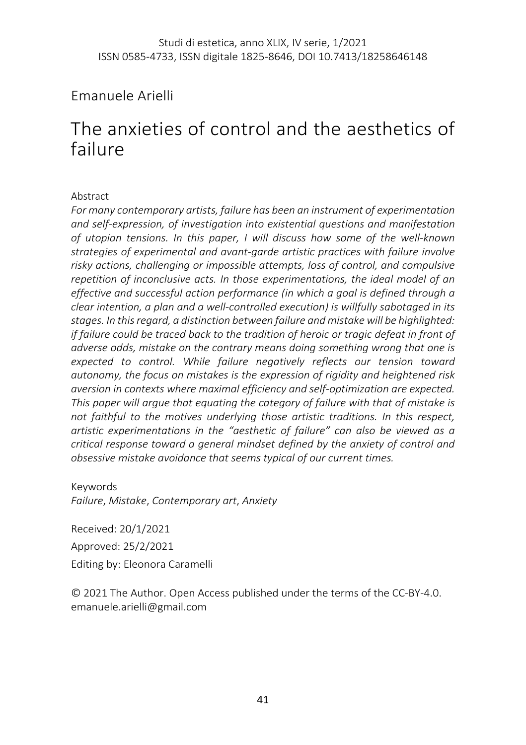Studi di estetica, anno XLIX, IV serie, 1/2021
ISSN 0585-4733, ISSN digitale 1825-8646, DOI 10.7413/18258646148

Emanuele Arielli

# The anxieties of control and the aesthetics of failure

Abstract

*For many contemporary artists, failure has been an instrument of experimentation and self-expression, of investigation into existential questions and manifestation of utopian tensions. In this paper, I will discuss how some of the well-known strategies of experimental and avant-garde artistic practices with failure involve risky actions, challenging or impossible attempts, loss of control, and compulsive repetition of inconclusive acts. In those experimentations, the ideal model of an effective and successful action performance (in which a goal is defined through a clear intention, a plan and a well-controlled execution) is willfully sabotaged in its stages. In this regard, a distinction between failure and mistake will be highlighted: if failure could be traced back to the tradition of heroic or tragic defeat in front of adverse odds, mistake on the contrary means doing something wrong that one is expected to control. While failure negatively reflects our tension toward autonomy, the focus on mistakes is the expression of rigidity and heightened risk aversion in contexts where maximal efficiency and self-optimization are expected. This paper will argue that equating the category of failure with that of mistake is not faithful to the motives underlying those artistic traditions. In this respect, artistic experimentations in the "aesthetic of failure" can also be viewed as a critical response toward a general mindset defined by the anxiety of control and obsessive mistake avoidance that seems typical of our current times.*

Keywords
*Failure*, *Mistake*, *Contemporary art*, *Anxiety*

Received: 20/1/2021
Approved: 25/2/2021
Editing by: Eleonora Caramelli

© 2021 The Author. Open Access published under the terms of the CC-BY-4.0.
emanuele.arielli@gmail.com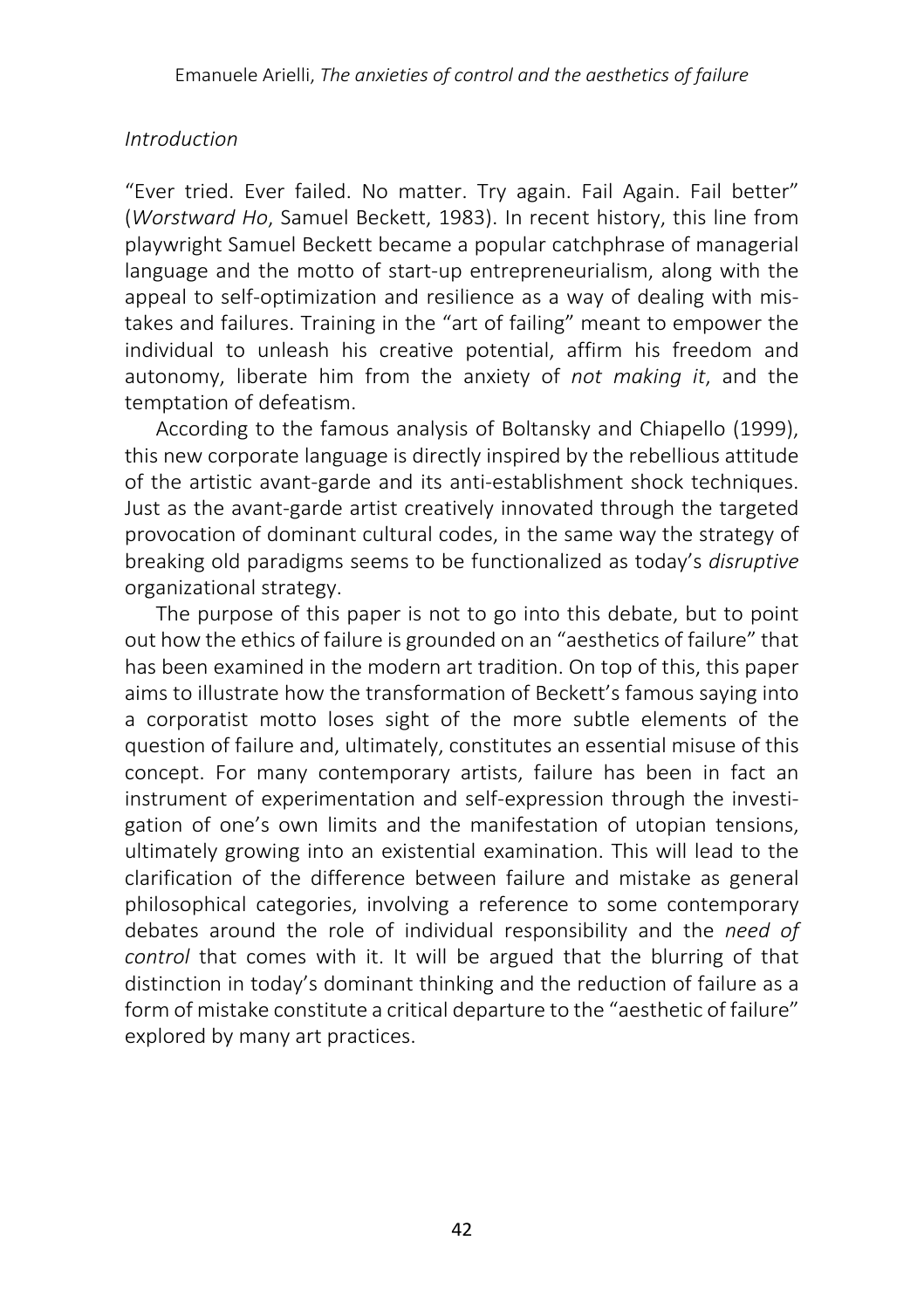*Introduction*

"Ever tried. Ever failed. No matter. Try again. Fail Again. Fail better" (*Worstward Ho*, Samuel Beckett, 1983). In recent history, this line from playwright Samuel Beckett became a popular catchphrase of managerial language and the motto of start-up entrepreneurialism, along with the appeal to self-optimization and resilience as a way of dealing with mistakes and failures. Training in the "art of failing" meant to empower the individual to unleash his creative potential, affirm his freedom and autonomy, liberate him from the anxiety of *not making it*, and the temptation of defeatism.

According to the famous analysis of Boltansky and Chiapello (1999), this new corporate language is directly inspired by the rebellious attitude of the artistic avant-garde and its anti-establishment shock techniques. Just as the avant-garde artist creatively innovated through the targeted provocation of dominant cultural codes, in the same way the strategy of breaking old paradigms seems to be functionalized as today's *disruptive* organizational strategy.

The purpose of this paper is not to go into this debate, but to point out how the ethics of failure is grounded on an "aesthetics of failure" that has been examined in the modern art tradition. On top of this, this paper aims to illustrate how the transformation of Beckett's famous saying into a corporatist motto loses sight of the more subtle elements of the question of failure and, ultimately, constitutes an essential misuse of this concept. For many contemporary artists, failure has been in fact an instrument of experimentation and self-expression through the investigation of one's own limits and the manifestation of utopian tensions, ultimately growing into an existential examination. This will lead to the clarification of the difference between failure and mistake as general philosophical categories, involving a reference to some contemporary debates around the role of individual responsibility and the *need of control* that comes with it. It will be argued that the blurring of that distinction in today's dominant thinking and the reduction of failure as a form of mistake constitute a critical departure to the "aesthetic of failure" explored by many art practices.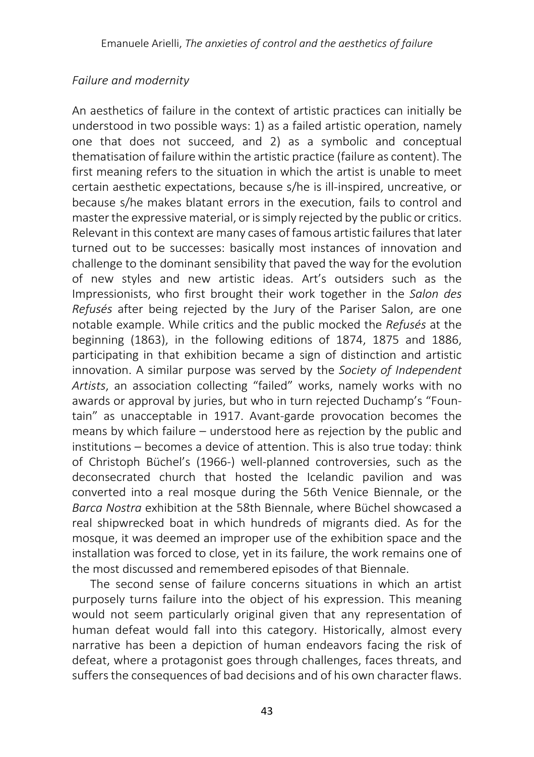*Failure and modernity*

An aesthetics of failure in the context of artistic practices can initially be understood in two possible ways: 1) as a failed artistic operation, namely one that does not succeed, and 2) as a symbolic and conceptual thematisation of failure within the artistic practice (failure as content). The first meaning refers to the situation in which the artist is unable to meet certain aesthetic expectations, because s/he is ill-inspired, uncreative, or because s/he makes blatant errors in the execution, fails to control and master the expressive material, or is simply rejected by the public or critics. Relevant in this context are many cases of famous artistic failures that later turned out to be successes: basically most instances of innovation and challenge to the dominant sensibility that paved the way for the evolution of new styles and new artistic ideas. Art's outsiders such as the Impressionists, who first brought their work together in the *Salon des Refusés* after being rejected by the Jury of the Pariser Salon, are one notable example. While critics and the public mocked the *Refusés* at the beginning (1863), in the following editions of 1874, 1875 and 1886, participating in that exhibition became a sign of distinction and artistic innovation. A similar purpose was served by the *Society of Independent Artists*, an association collecting "failed" works, namely works with no awards or approval by juries, but who in turn rejected Duchamp's "Fountain" as unacceptable in 1917. Avant-garde provocation becomes the means by which failure – understood here as rejection by the public and institutions – becomes a device of attention. This is also true today: think of Christoph Büchel's (1966-) well-planned controversies, such as the deconsecrated church that hosted the Icelandic pavilion and was converted into a real mosque during the 56th Venice Biennale, or the *Barca Nostra* exhibition at the 58th Biennale, where Büchel showcased a real shipwrecked boat in which hundreds of migrants died. As for the mosque, it was deemed an improper use of the exhibition space and the installation was forced to close, yet in its failure, the work remains one of the most discussed and remembered episodes of that Biennale.

The second sense of failure concerns situations in which an artist purposely turns failure into the object of his expression. This meaning would not seem particularly original given that any representation of human defeat would fall into this category. Historically, almost every narrative has been a depiction of human endeavors facing the risk of defeat, where a protagonist goes through challenges, faces threats, and suffers the consequences of bad decisions and of his own character flaws.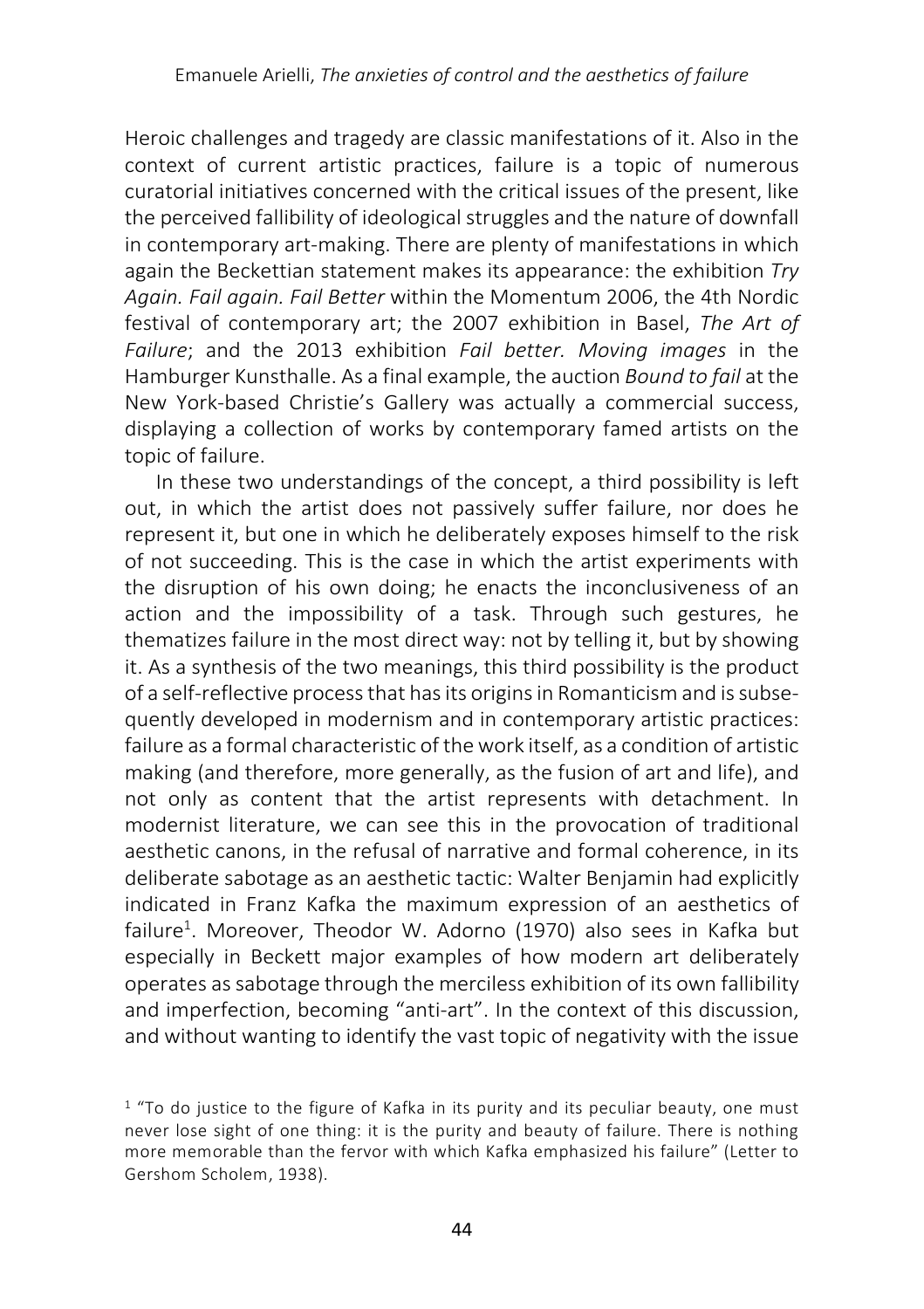Heroic challenges and tragedy are classic manifestations of it. Also in the context of current artistic practices, failure is a topic of numerous curatorial initiatives concerned with the critical issues of the present, like the perceived fallibility of ideological struggles and the nature of downfall in contemporary art-making. There are plenty of manifestations in which again the Beckettian statement makes its appearance: the exhibition *Try Again. Fail again. Fail Better* within the Momentum 2006, the 4th Nordic festival of contemporary art; the 2007 exhibition in Basel, *The Art of Failure*; and the 2013 exhibition *Fail better. Moving images* in the Hamburger Kunsthalle. As a final example, the auction *Bound to fail* at the New York-based Christie's Gallery was actually a commercial success, displaying a collection of works by contemporary famed artists on the topic of failure.

In these two understandings of the concept, a third possibility is left out, in which the artist does not passively suffer failure, nor does he represent it, but one in which he deliberately exposes himself to the risk of not succeeding. This is the case in which the artist experiments with the disruption of his own doing; he enacts the inconclusiveness of an action and the impossibility of a task. Through such gestures, he thematizes failure in the most direct way: not by telling it, but by showing it. As a synthesis of the two meanings, this third possibility is the product of a self-reflective process that has its origins in Romanticism and is subsequently developed in modernism and in contemporary artistic practices: failure as a formal characteristic of the work itself, as a condition of artistic making (and therefore, more generally, as the fusion of art and life), and not only as content that the artist represents with detachment. In modernist literature, we can see this in the provocation of traditional aesthetic canons, in the refusal of narrative and formal coherence, in its deliberate sabotage as an aesthetic tactic: Walter Benjamin had explicitly indicated in Franz Kafka the maximum expression of an aesthetics of failure[1]. Moreover, Theodor W. Adorno (1970) also sees in Kafka but especially in Beckett major examples of how modern art deliberately operates as sabotage through the merciless exhibition of its own fallibility and imperfection, becoming "anti-art". In the context of this discussion, and without wanting to identify the vast topic of negativity with the issue

[1] "To do justice to the figure of Kafka in its purity and its peculiar beauty, one must never lose sight of one thing: it is the purity and beauty of failure. There is nothing more memorable than the fervor with which Kafka emphasized his failure" (Letter to Gershom Scholem, 1938).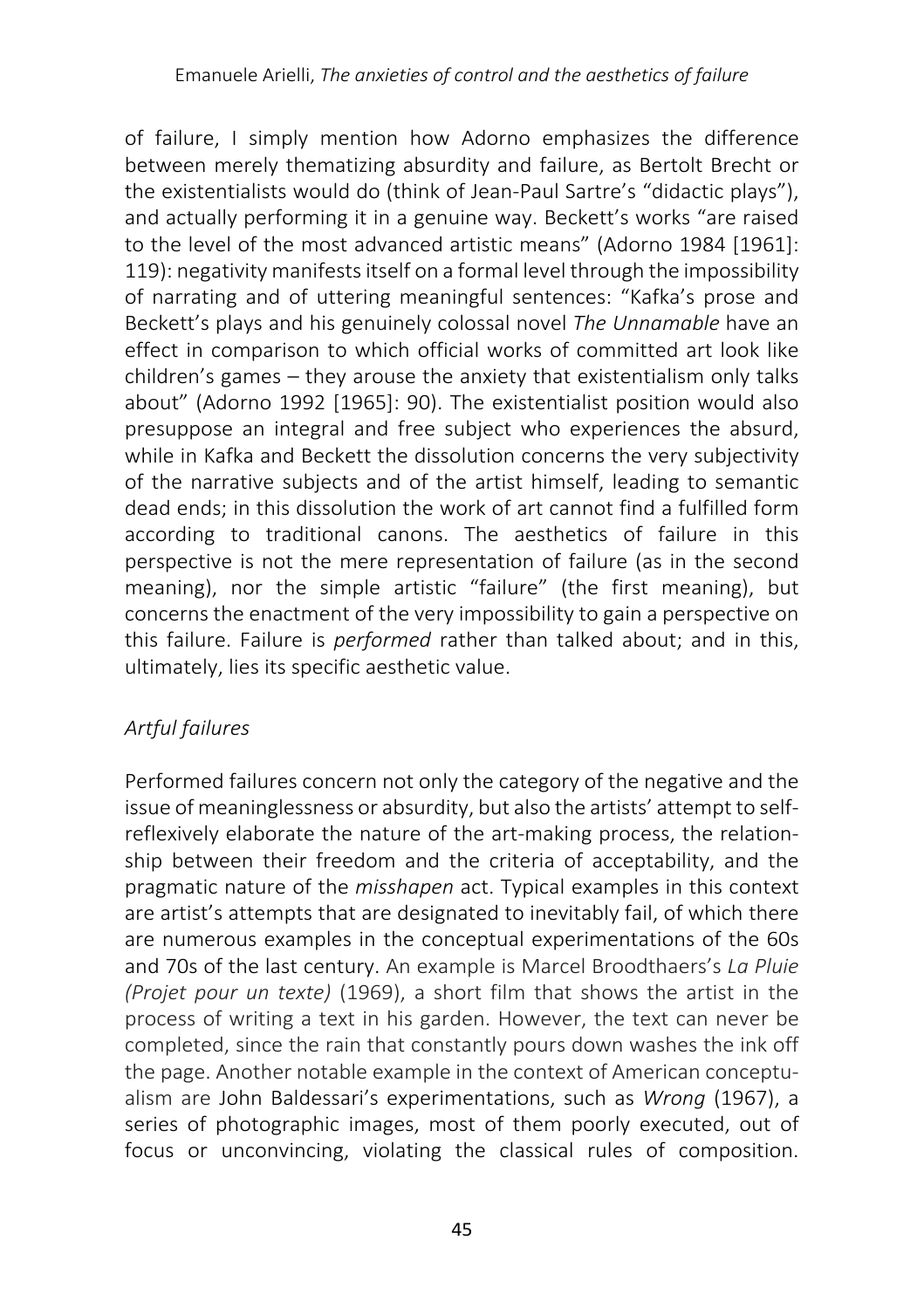of failure, I simply mention how Adorno emphasizes the difference between merely thematizing absurdity and failure, as Bertolt Brecht or the existentialists would do (think of Jean-Paul Sartre's "didactic plays"), and actually performing it in a genuine way. Beckett's works "are raised to the level of the most advanced artistic means" (Adorno 1984 [1961]: 119): negativity manifests itself on a formal level through the impossibility of narrating and of uttering meaningful sentences: "Kafka's prose and Beckett's plays and his genuinely colossal novel *The Unnamable* have an effect in comparison to which official works of committed art look like children's games – they arouse the anxiety that existentialism only talks about" (Adorno 1992 [1965]: 90). The existentialist position would also presuppose an integral and free subject who experiences the absurd, while in Kafka and Beckett the dissolution concerns the very subjectivity of the narrative subjects and of the artist himself, leading to semantic dead ends; in this dissolution the work of art cannot find a fulfilled form according to traditional canons. The aesthetics of failure in this perspective is not the mere representation of failure (as in the second meaning), nor the simple artistic "failure" (the first meaning), but concerns the enactment of the very impossibility to gain a perspective on this failure. Failure is *performed* rather than talked about; and in this, ultimately, lies its specific aesthetic value.

### *Artful failures*

Performed failures concern not only the category of the negative and the issue of meaninglessness or absurdity, but also the artists' attempt to self-reflexively elaborate the nature of the art-making process, the relationship between their freedom and the criteria of acceptability, and the pragmatic nature of the *misshapen* act. Typical examples in this context are artist's attempts that are designated to inevitably fail, of which there are numerous examples in the conceptual experimentations of the 60s and 70s of the last century. An example is Marcel Broodthaers's *La Pluie (Projet pour un texte)* (1969), a short film that shows the artist in the process of writing a text in his garden. However, the text can never be completed, since the rain that constantly pours down washes the ink off the page. Another notable example in the context of American conceptualism are John Baldessari's experimentations, such as *Wrong* (1967), a series of photographic images, most of them poorly executed, out of focus or unconvincing, violating the classical rules of composition.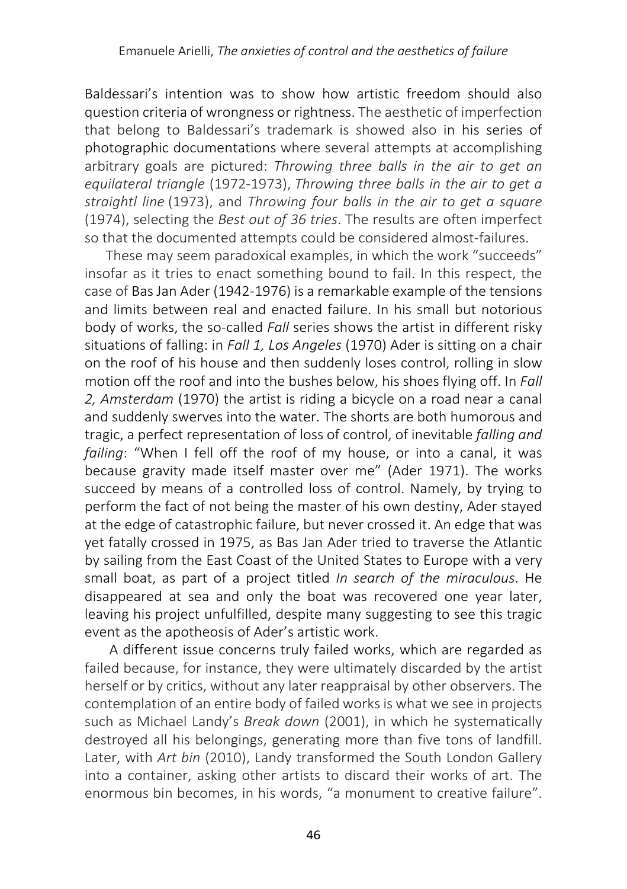Baldessari's intention was to show how artistic freedom should also question criteria of wrongness or rightness. The aesthetic of imperfection that belong to Baldessari's trademark is showed also in his series of photographic documentations where several attempts at accomplishing arbitrary goals are pictured: *Throwing three balls in the air to get an equilateral triangle* (1972-1973), *Throwing three balls in the air to get a straightl line* (1973), and *Throwing four balls in the air to get a square* (1974), selecting the *Best out of 36 tries*. The results are often imperfect so that the documented attempts could be considered almost-failures.

These may seem paradoxical examples, in which the work "succeeds" insofar as it tries to enact something bound to fail. In this respect, the case of Bas Jan Ader (1942-1976) is a remarkable example of the tensions and limits between real and enacted failure. In his small but notorious body of works, the so-called *Fall* series shows the artist in different risky situations of falling: in *Fall 1, Los Angeles* (1970) Ader is sitting on a chair on the roof of his house and then suddenly loses control, rolling in slow motion off the roof and into the bushes below, his shoes flying off. In *Fall 2, Amsterdam* (1970) the artist is riding a bicycle on a road near a canal and suddenly swerves into the water. The shorts are both humorous and tragic, a perfect representation of loss of control, of inevitable *falling and failing*: "When I fell off the roof of my house, or into a canal, it was because gravity made itself master over me" (Ader 1971). The works succeed by means of a controlled loss of control. Namely, by trying to perform the fact of not being the master of his own destiny, Ader stayed at the edge of catastrophic failure, but never crossed it. An edge that was yet fatally crossed in 1975, as Bas Jan Ader tried to traverse the Atlantic by sailing from the East Coast of the United States to Europe with a very small boat, as part of a project titled *In search of the miraculous*. He disappeared at sea and only the boat was recovered one year later, leaving his project unfulfilled, despite many suggesting to see this tragic event as the apotheosis of Ader's artistic work.

A different issue concerns truly failed works, which are regarded as failed because, for instance, they were ultimately discarded by the artist herself or by critics, without any later reappraisal by other observers. The contemplation of an entire body of failed works is what we see in projects such as Michael Landy's *Break down* (2001), in which he systematically destroyed all his belongings, generating more than five tons of landfill. Later, with *Art bin* (2010), Landy transformed the South London Gallery into a container, asking other artists to discard their works of art. The enormous bin becomes, in his words, "a monument to creative failure".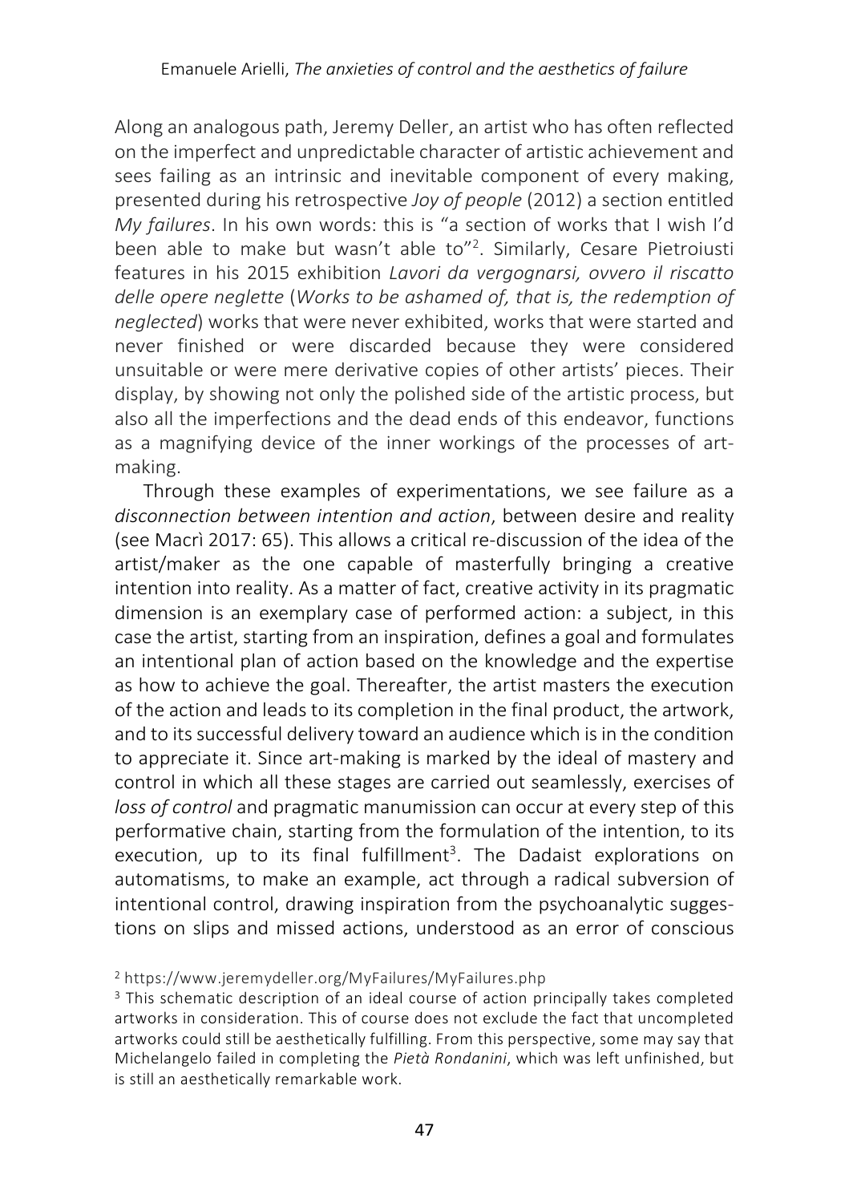Along an analogous path, Jeremy Deller, an artist who has often reflected on the imperfect and unpredictable character of artistic achievement and sees failing as an intrinsic and inevitable component of every making, presented during his retrospective *Joy of people* (2012) a section entitled *My failures*. In his own words: this is "a section of works that I wish I'd been able to make but wasn't able to"[2]. Similarly, Cesare Pietroiusti features in his 2015 exhibition *Lavori da vergognarsi, ovvero il riscatto delle opere neglette* (*Works to be ashamed of, that is, the redemption of neglected*) works that were never exhibited, works that were started and never finished or were discarded because they were considered unsuitable or were mere derivative copies of other artists' pieces. Their display, by showing not only the polished side of the artistic process, but also all the imperfections and the dead ends of this endeavor, functions as a magnifying device of the inner workings of the processes of art-making.

Through these examples of experimentations, we see failure as a *disconnection between intention and action*, between desire and reality (see Macrì 2017: 65). This allows a critical re-discussion of the idea of the artist/maker as the one capable of masterfully bringing a creative intention into reality. As a matter of fact, creative activity in its pragmatic dimension is an exemplary case of performed action: a subject, in this case the artist, starting from an inspiration, defines a goal and formulates an intentional plan of action based on the knowledge and the expertise as how to achieve the goal. Thereafter, the artist masters the execution of the action and leads to its completion in the final product, the artwork, and to its successful delivery toward an audience which is in the condition to appreciate it. Since art-making is marked by the ideal of mastery and control in which all these stages are carried out seamlessly, exercises of *loss of control* and pragmatic manumission can occur at every step of this performative chain, starting from the formulation of the intention, to its execution, up to its final fulfillment[3]. The Dadaist explorations on automatisms, to make an example, act through a radical subversion of intentional control, drawing inspiration from the psychoanalytic suggestions on slips and missed actions, understood as an error of conscious

[2] https://www.jeremydeller.org/MyFailures/MyFailures.php

[3] This schematic description of an ideal course of action principally takes completed artworks in consideration. This of course does not exclude the fact that uncompleted artworks could still be aesthetically fulfilling. From this perspective, some may say that Michelangelo failed in completing the *Pietà Rondanini*, which was left unfinished, but is still an aesthetically remarkable work.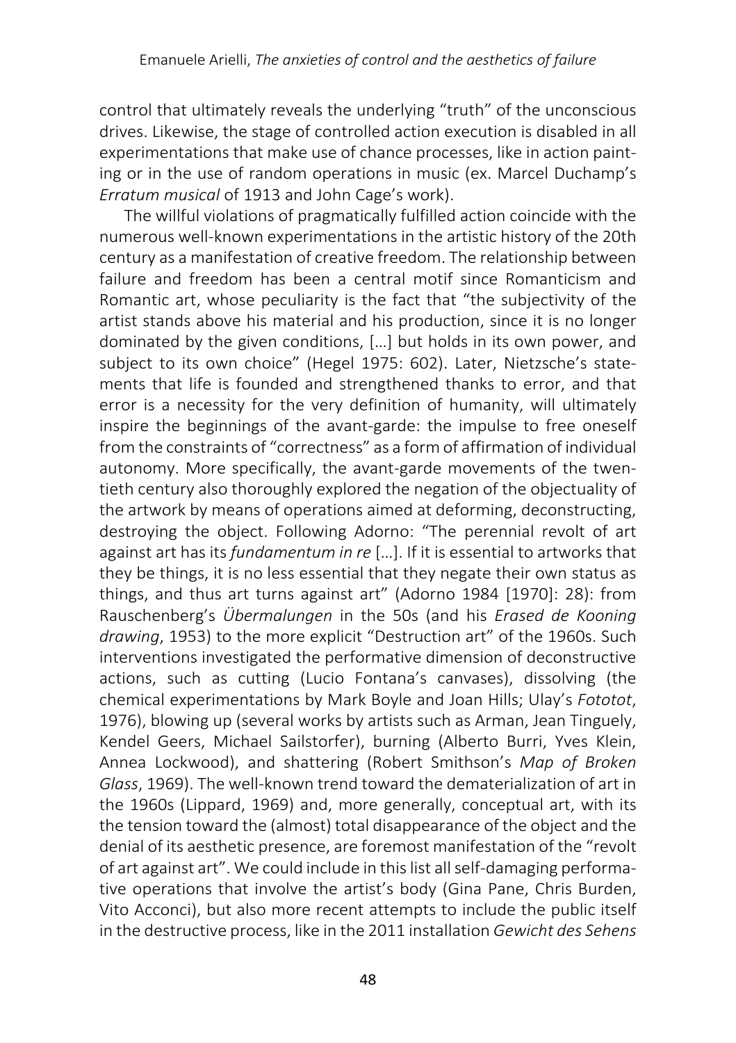control that ultimately reveals the underlying "truth" of the unconscious drives. Likewise, the stage of controlled action execution is disabled in all experimentations that make use of chance processes, like in action painting or in the use of random operations in music (ex. Marcel Duchamp's *Erratum musical* of 1913 and John Cage's work).

The willful violations of pragmatically fulfilled action coincide with the numerous well-known experimentations in the artistic history of the 20th century as a manifestation of creative freedom. The relationship between failure and freedom has been a central motif since Romanticism and Romantic art, whose peculiarity is the fact that "the subjectivity of the artist stands above his material and his production, since it is no longer dominated by the given conditions, […] but holds in its own power, and subject to its own choice" (Hegel 1975: 602). Later, Nietzsche's statements that life is founded and strengthened thanks to error, and that error is a necessity for the very definition of humanity, will ultimately inspire the beginnings of the avant-garde: the impulse to free oneself from the constraints of "correctness" as a form of affirmation of individual autonomy. More specifically, the avant-garde movements of the twentieth century also thoroughly explored the negation of the objectuality of the artwork by means of operations aimed at deforming, deconstructing, destroying the object. Following Adorno: "The perennial revolt of art against art has its *fundamentum in re* […]. If it is essential to artworks that they be things, it is no less essential that they negate their own status as things, and thus art turns against art" (Adorno 1984 [1970]: 28): from Rauschenberg's *Übermalungen* in the 50s (and his *Erased de Kooning drawing*, 1953) to the more explicit "Destruction art" of the 1960s. Such interventions investigated the performative dimension of deconstructive actions, such as cutting (Lucio Fontana's canvases), dissolving (the chemical experimentations by Mark Boyle and Joan Hills; Ulay's *Fototot*, 1976), blowing up (several works by artists such as Arman, Jean Tinguely, Kendel Geers, Michael Sailstorfer), burning (Alberto Burri, Yves Klein, Annea Lockwood), and shattering (Robert Smithson's *Map of Broken Glass*, 1969). The well-known trend toward the dematerialization of art in the 1960s (Lippard, 1969) and, more generally, conceptual art, with its the tension toward the (almost) total disappearance of the object and the denial of its aesthetic presence, are foremost manifestation of the "revolt of art against art". We could include in this list all self-damaging performative operations that involve the artist's body (Gina Pane, Chris Burden, Vito Acconci), but also more recent attempts to include the public itself in the destructive process, like in the 2011 installation *Gewicht des Sehens*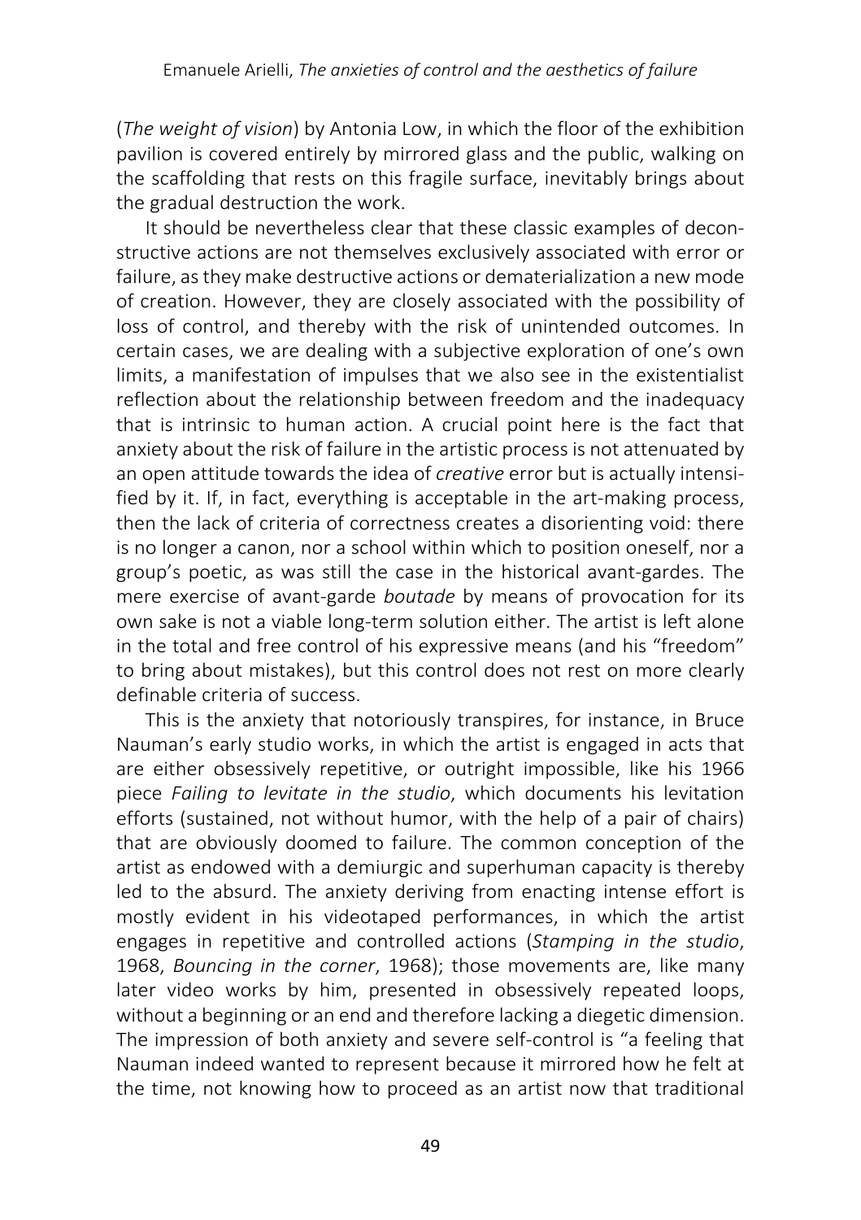(*The weight of vision*) by Antonia Low, in which the floor of the exhibition pavilion is covered entirely by mirrored glass and the public, walking on the scaffolding that rests on this fragile surface, inevitably brings about the gradual destruction the work.

It should be nevertheless clear that these classic examples of deconstructive actions are not themselves exclusively associated with error or failure, as they make destructive actions or dematerialization a new mode of creation. However, they are closely associated with the possibility of loss of control, and thereby with the risk of unintended outcomes. In certain cases, we are dealing with a subjective exploration of one's own limits, a manifestation of impulses that we also see in the existentialist reflection about the relationship between freedom and the inadequacy that is intrinsic to human action. A crucial point here is the fact that anxiety about the risk of failure in the artistic process is not attenuated by an open attitude towards the idea of *creative* error but is actually intensified by it. If, in fact, everything is acceptable in the art-making process, then the lack of criteria of correctness creates a disorienting void: there is no longer a canon, nor a school within which to position oneself, nor a group's poetic, as was still the case in the historical avant-gardes. The mere exercise of avant-garde *boutade* by means of provocation for its own sake is not a viable long-term solution either. The artist is left alone in the total and free control of his expressive means (and his "freedom" to bring about mistakes), but this control does not rest on more clearly definable criteria of success.

This is the anxiety that notoriously transpires, for instance, in Bruce Nauman's early studio works, in which the artist is engaged in acts that are either obsessively repetitive, or outright impossible, like his 1966 piece *Failing to levitate in the studio*, which documents his levitation efforts (sustained, not without humor, with the help of a pair of chairs) that are obviously doomed to failure. The common conception of the artist as endowed with a demiurgic and superhuman capacity is thereby led to the absurd. The anxiety deriving from enacting intense effort is mostly evident in his videotaped performances, in which the artist engages in repetitive and controlled actions (*Stamping in the studio*, 1968, *Bouncing in the corner*, 1968); those movements are, like many later video works by him, presented in obsessively repeated loops, without a beginning or an end and therefore lacking a diegetic dimension. The impression of both anxiety and severe self-control is "a feeling that Nauman indeed wanted to represent because it mirrored how he felt at the time, not knowing how to proceed as an artist now that traditional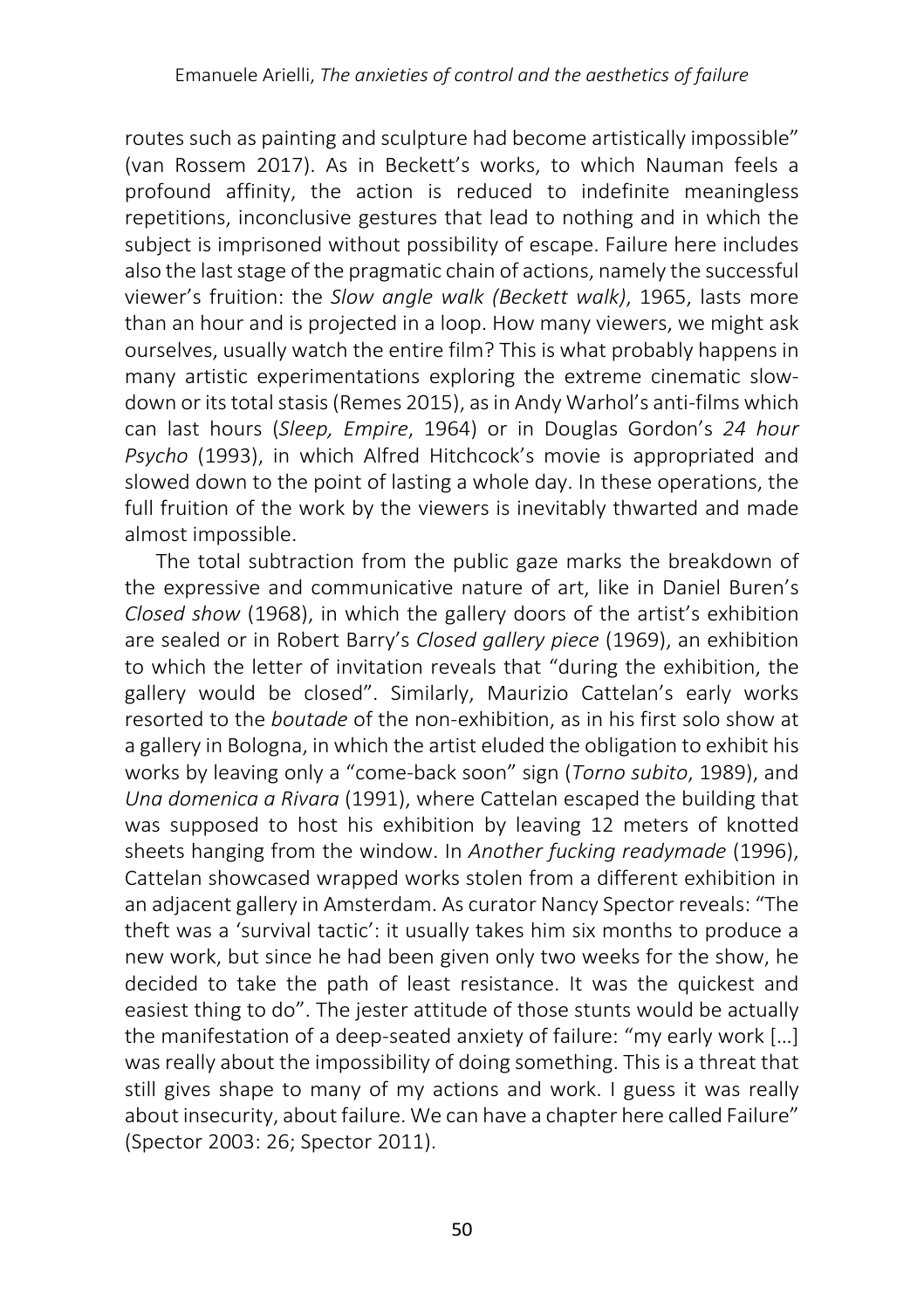routes such as painting and sculpture had become artistically impossible" (van Rossem 2017). As in Beckett's works, to which Nauman feels a profound affinity, the action is reduced to indefinite meaningless repetitions, inconclusive gestures that lead to nothing and in which the subject is imprisoned without possibility of escape. Failure here includes also the last stage of the pragmatic chain of actions, namely the successful viewer's fruition: the *Slow angle walk (Beckett walk)*, 1965, lasts more than an hour and is projected in a loop. How many viewers, we might ask ourselves, usually watch the entire film? This is what probably happens in many artistic experimentations exploring the extreme cinematic slow-down or its total stasis (Remes 2015), as in Andy Warhol's anti-films which can last hours (*Sleep, Empire*, 1964) or in Douglas Gordon's *24 hour Psycho* (1993), in which Alfred Hitchcock's movie is appropriated and slowed down to the point of lasting a whole day. In these operations, the full fruition of the work by the viewers is inevitably thwarted and made almost impossible.

The total subtraction from the public gaze marks the breakdown of the expressive and communicative nature of art, like in Daniel Buren's *Closed show* (1968), in which the gallery doors of the artist's exhibition are sealed or in Robert Barry's *Closed gallery piece* (1969), an exhibition to which the letter of invitation reveals that "during the exhibition, the gallery would be closed". Similarly, Maurizio Cattelan's early works resorted to the *boutade* of the non-exhibition, as in his first solo show at a gallery in Bologna, in which the artist eluded the obligation to exhibit his works by leaving only a "come-back soon" sign (*Torno subito*, 1989), and *Una domenica a Rivara* (1991), where Cattelan escaped the building that was supposed to host his exhibition by leaving 12 meters of knotted sheets hanging from the window. In *Another fucking readymade* (1996), Cattelan showcased wrapped works stolen from a different exhibition in an adjacent gallery in Amsterdam. As curator Nancy Spector reveals: "The theft was a 'survival tactic': it usually takes him six months to produce a new work, but since he had been given only two weeks for the show, he decided to take the path of least resistance. It was the quickest and easiest thing to do". The jester attitude of those stunts would be actually the manifestation of a deep-seated anxiety of failure: "my early work […] was really about the impossibility of doing something. This is a threat that still gives shape to many of my actions and work. I guess it was really about insecurity, about failure. We can have a chapter here called Failure" (Spector 2003: 26; Spector 2011).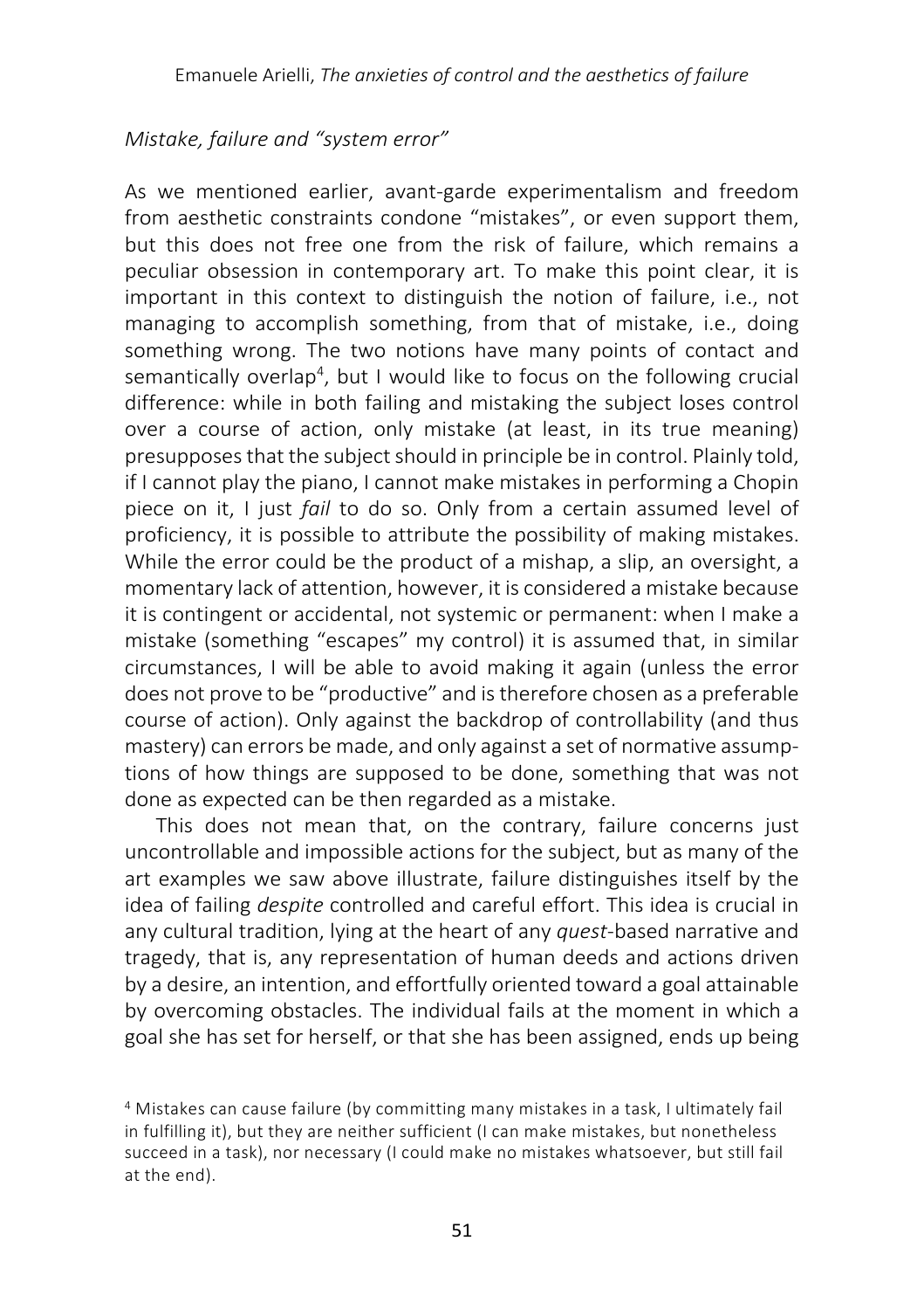*Mistake, failure and "system error"*

As we mentioned earlier, avant-garde experimentalism and freedom from aesthetic constraints condone "mistakes", or even support them, but this does not free one from the risk of failure, which remains a peculiar obsession in contemporary art. To make this point clear, it is important in this context to distinguish the notion of failure, i.e., not managing to accomplish something, from that of mistake, i.e., doing something wrong. The two notions have many points of contact and semantically overlap[4], but I would like to focus on the following crucial difference: while in both failing and mistaking the subject loses control over a course of action, only mistake (at least, in its true meaning) presupposes that the subject should in principle be in control. Plainly told, if I cannot play the piano, I cannot make mistakes in performing a Chopin piece on it, I just *fail* to do so. Only from a certain assumed level of proficiency, it is possible to attribute the possibility of making mistakes. While the error could be the product of a mishap, a slip, an oversight, a momentary lack of attention, however, it is considered a mistake because it is contingent or accidental, not systemic or permanent: when I make a mistake (something "escapes" my control) it is assumed that, in similar circumstances, I will be able to avoid making it again (unless the error does not prove to be "productive" and is therefore chosen as a preferable course of action). Only against the backdrop of controllability (and thus mastery) can errors be made, and only against a set of normative assumptions of how things are supposed to be done, something that was not done as expected can be then regarded as a mistake.

This does not mean that, on the contrary, failure concerns just uncontrollable and impossible actions for the subject, but as many of the art examples we saw above illustrate, failure distinguishes itself by the idea of failing *despite* controlled and careful effort. This idea is crucial in any cultural tradition, lying at the heart of any *quest*-based narrative and tragedy, that is, any representation of human deeds and actions driven by a desire, an intention, and effortfully oriented toward a goal attainable by overcoming obstacles. The individual fails at the moment in which a goal she has set for herself, or that she has been assigned, ends up being

[4] Mistakes can cause failure (by committing many mistakes in a task, I ultimately fail in fulfilling it), but they are neither sufficient (I can make mistakes, but nonetheless succeed in a task), nor necessary (I could make no mistakes whatsoever, but still fail at the end).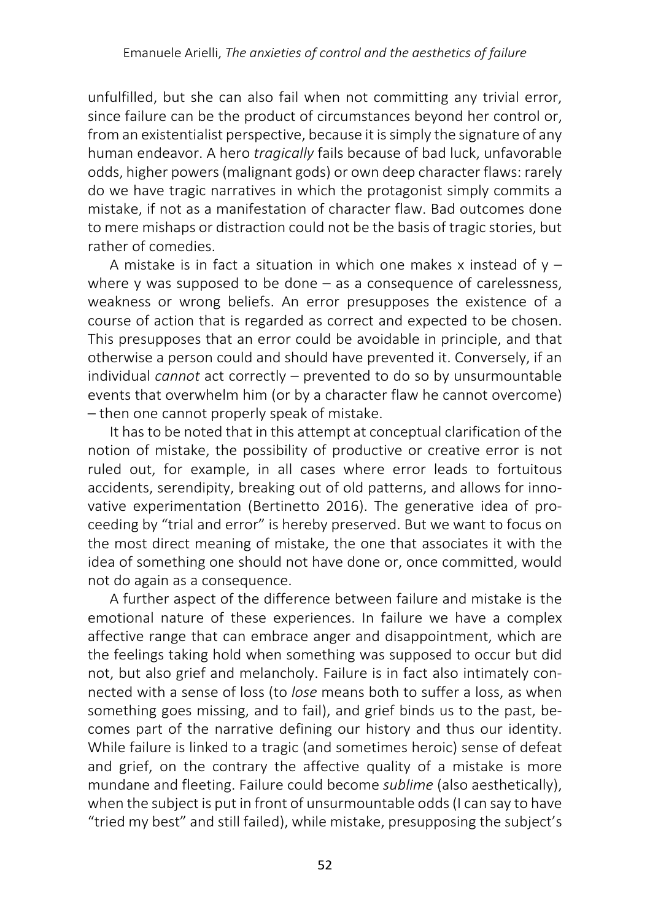unfulfilled, but she can also fail when not committing any trivial error, since failure can be the product of circumstances beyond her control or, from an existentialist perspective, because it is simply the signature of any human endeavor. A hero *tragically* fails because of bad luck, unfavorable odds, higher powers (malignant gods) or own deep character flaws: rarely do we have tragic narratives in which the protagonist simply commits a mistake, if not as a manifestation of character flaw. Bad outcomes done to mere mishaps or distraction could not be the basis of tragic stories, but rather of comedies.

A mistake is in fact a situation in which one makes x instead of y – where y was supposed to be done – as a consequence of carelessness, weakness or wrong beliefs. An error presupposes the existence of a course of action that is regarded as correct and expected to be chosen. This presupposes that an error could be avoidable in principle, and that otherwise a person could and should have prevented it. Conversely, if an individual *cannot* act correctly – prevented to do so by unsurmountable events that overwhelm him (or by a character flaw he cannot overcome) – then one cannot properly speak of mistake.

It has to be noted that in this attempt at conceptual clarification of the notion of mistake, the possibility of productive or creative error is not ruled out, for example, in all cases where error leads to fortuitous accidents, serendipity, breaking out of old patterns, and allows for innovative experimentation (Bertinetto 2016). The generative idea of proceeding by "trial and error" is hereby preserved. But we want to focus on the most direct meaning of mistake, the one that associates it with the idea of something one should not have done or, once committed, would not do again as a consequence.

A further aspect of the difference between failure and mistake is the emotional nature of these experiences. In failure we have a complex affective range that can embrace anger and disappointment, which are the feelings taking hold when something was supposed to occur but did not, but also grief and melancholy. Failure is in fact also intimately connected with a sense of loss (to *lose* means both to suffer a loss, as when something goes missing, and to fail), and grief binds us to the past, becomes part of the narrative defining our history and thus our identity. While failure is linked to a tragic (and sometimes heroic) sense of defeat and grief, on the contrary the affective quality of a mistake is more mundane and fleeting. Failure could become *sublime* (also aesthetically), when the subject is put in front of unsurmountable odds (I can say to have "tried my best" and still failed), while mistake, presupposing the subject's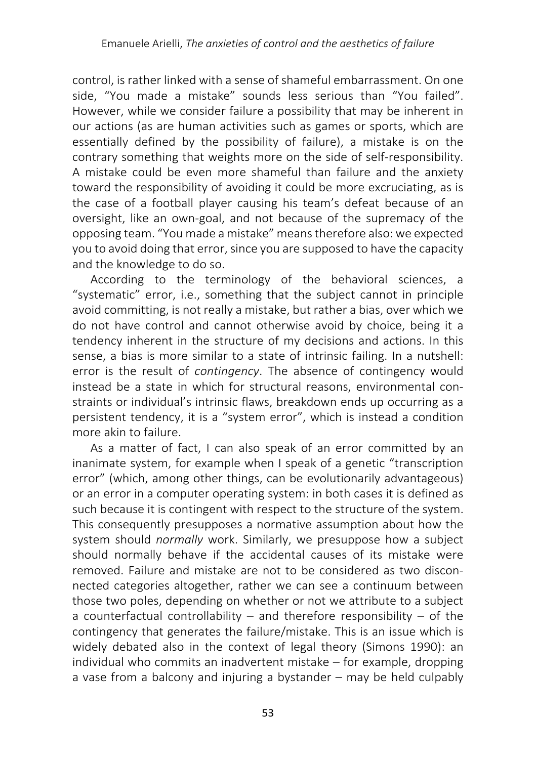control, is rather linked with a sense of shameful embarrassment. On one side, "You made a mistake" sounds less serious than "You failed". However, while we consider failure a possibility that may be inherent in our actions (as are human activities such as games or sports, which are essentially defined by the possibility of failure), a mistake is on the contrary something that weights more on the side of self-responsibility. A mistake could be even more shameful than failure and the anxiety toward the responsibility of avoiding it could be more excruciating, as is the case of a football player causing his team's defeat because of an oversight, like an own-goal, and not because of the supremacy of the opposing team. "You made a mistake" means therefore also: we expected you to avoid doing that error, since you are supposed to have the capacity and the knowledge to do so.

According to the terminology of the behavioral sciences, a "systematic" error, i.e., something that the subject cannot in principle avoid committing, is not really a mistake, but rather a bias, over which we do not have control and cannot otherwise avoid by choice, being it a tendency inherent in the structure of my decisions and actions. In this sense, a bias is more similar to a state of intrinsic failing. In a nutshell: error is the result of *contingency*. The absence of contingency would instead be a state in which for structural reasons, environmental constraints or individual's intrinsic flaws, breakdown ends up occurring as a persistent tendency, it is a "system error", which is instead a condition more akin to failure.

As a matter of fact, I can also speak of an error committed by an inanimate system, for example when I speak of a genetic "transcription error" (which, among other things, can be evolutionarily advantageous) or an error in a computer operating system: in both cases it is defined as such because it is contingent with respect to the structure of the system. This consequently presupposes a normative assumption about how the system should *normally* work. Similarly, we presuppose how a subject should normally behave if the accidental causes of its mistake were removed. Failure and mistake are not to be considered as two disconnected categories altogether, rather we can see a continuum between those two poles, depending on whether or not we attribute to a subject a counterfactual controllability – and therefore responsibility – of the contingency that generates the failure/mistake. This is an issue which is widely debated also in the context of legal theory (Simons 1990): an individual who commits an inadvertent mistake – for example, dropping a vase from a balcony and injuring a bystander – may be held culpably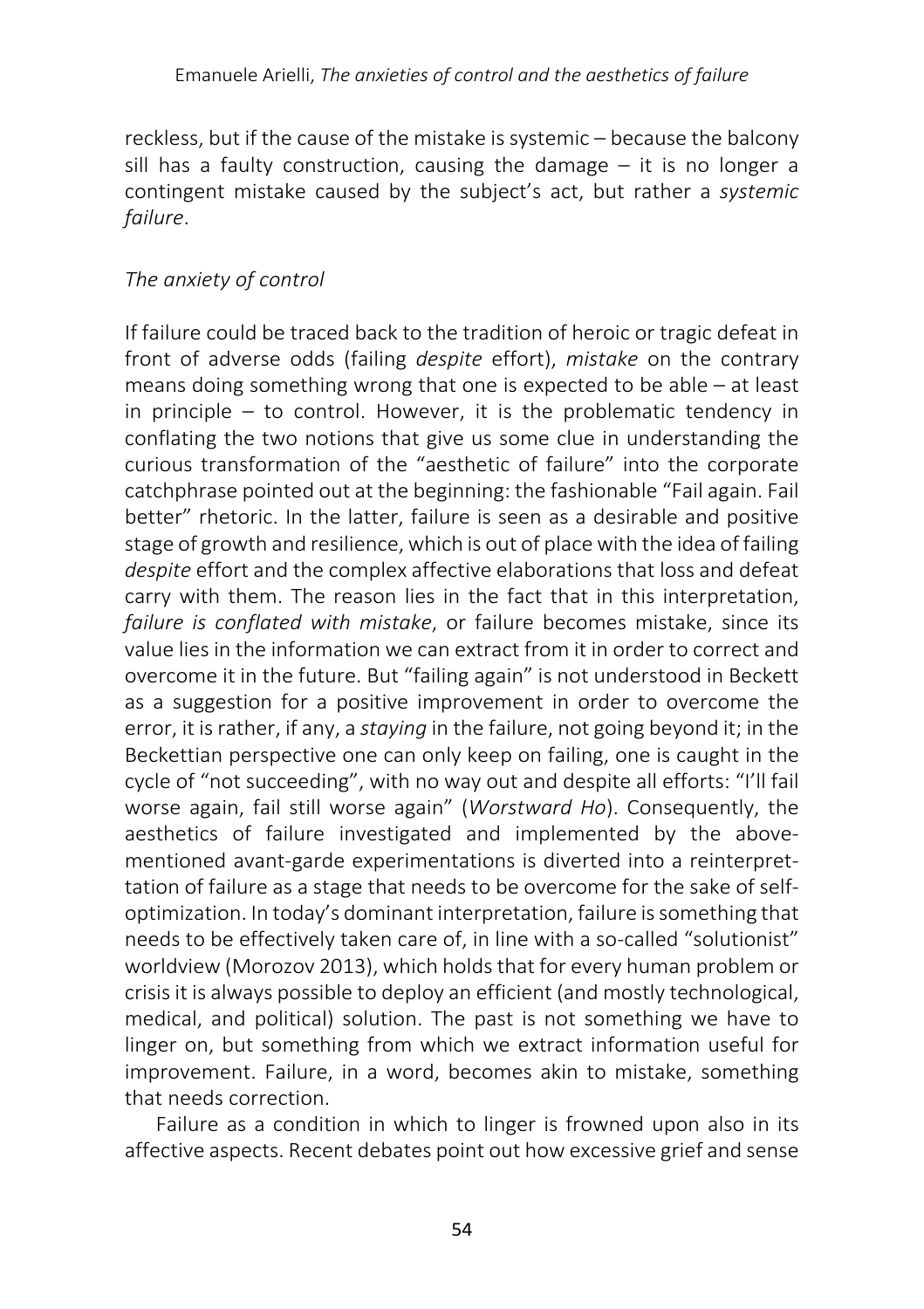reckless, but if the cause of the mistake is systemic – because the balcony sill has a faulty construction, causing the damage – it is no longer a contingent mistake caused by the subject's act, but rather a *systemic failure*.

### *The anxiety of control*

If failure could be traced back to the tradition of heroic or tragic defeat in front of adverse odds (failing *despite* effort), *mistake* on the contrary means doing something wrong that one is expected to be able – at least in principle – to control. However, it is the problematic tendency in conflating the two notions that give us some clue in understanding the curious transformation of the "aesthetic of failure" into the corporate catchphrase pointed out at the beginning: the fashionable "Fail again. Fail better" rhetoric. In the latter, failure is seen as a desirable and positive stage of growth and resilience, which is out of place with the idea of failing *despite* effort and the complex affective elaborations that loss and defeat carry with them. The reason lies in the fact that in this interpretation, *failure is conflated with mistake*, or failure becomes mistake, since its value lies in the information we can extract from it in order to correct and overcome it in the future. But "failing again" is not understood in Beckett as a suggestion for a positive improvement in order to overcome the error, it is rather, if any, a *staying* in the failure, not going beyond it; in the Beckettian perspective one can only keep on failing, one is caught in the cycle of "not succeeding", with no way out and despite all efforts: "I'll fail worse again, fail still worse again" (*Worstward Ho*). Consequently, the aesthetics of failure investigated and implemented by the above-mentioned avant-garde experimentations is diverted into a reinterpretation of failure as a stage that needs to be overcome for the sake of self-optimization. In today's dominant interpretation, failure is something that needs to be effectively taken care of, in line with a so-called "solutionist" worldview (Morozov 2013), which holds that for every human problem or crisis it is always possible to deploy an efficient (and mostly technological, medical, and political) solution. The past is not something we have to linger on, but something from which we extract information useful for improvement. Failure, in a word, becomes akin to mistake, something that needs correction.

Failure as a condition in which to linger is frowned upon also in its affective aspects. Recent debates point out how excessive grief and sense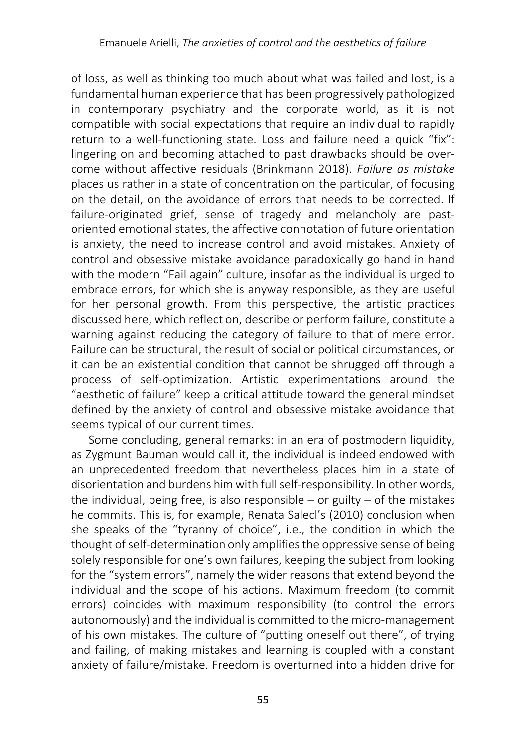of loss, as well as thinking too much about what was failed and lost, is a fundamental human experience that has been progressively pathologized in contemporary psychiatry and the corporate world, as it is not compatible with social expectations that require an individual to rapidly return to a well-functioning state. Loss and failure need a quick "fix": lingering on and becoming attached to past drawbacks should be overcome without affective residuals (Brinkmann 2018). *Failure as mistake* places us rather in a state of concentration on the particular, of focusing on the detail, on the avoidance of errors that needs to be corrected. If failure-originated grief, sense of tragedy and melancholy are past-oriented emotional states, the affective connotation of future orientation is anxiety, the need to increase control and avoid mistakes. Anxiety of control and obsessive mistake avoidance paradoxically go hand in hand with the modern "Fail again" culture, insofar as the individual is urged to embrace errors, for which she is anyway responsible, as they are useful for her personal growth. From this perspective, the artistic practices discussed here, which reflect on, describe or perform failure, constitute a warning against reducing the category of failure to that of mere error. Failure can be structural, the result of social or political circumstances, or it can be an existential condition that cannot be shrugged off through a process of self-optimization. Artistic experimentations around the "aesthetic of failure" keep a critical attitude toward the general mindset defined by the anxiety of control and obsessive mistake avoidance that seems typical of our current times.

Some concluding, general remarks: in an era of postmodern liquidity, as Zygmunt Bauman would call it, the individual is indeed endowed with an unprecedented freedom that nevertheless places him in a state of disorientation and burdens him with full self-responsibility. In other words, the individual, being free, is also responsible – or guilty – of the mistakes he commits. This is, for example, Renata Salecl's (2010) conclusion when she speaks of the "tyranny of choice", i.e., the condition in which the thought of self-determination only amplifies the oppressive sense of being solely responsible for one's own failures, keeping the subject from looking for the "system errors", namely the wider reasons that extend beyond the individual and the scope of his actions. Maximum freedom (to commit errors) coincides with maximum responsibility (to control the errors autonomously) and the individual is committed to the micro-management of his own mistakes. The culture of "putting oneself out there", of trying and failing, of making mistakes and learning is coupled with a constant anxiety of failure/mistake. Freedom is overturned into a hidden drive for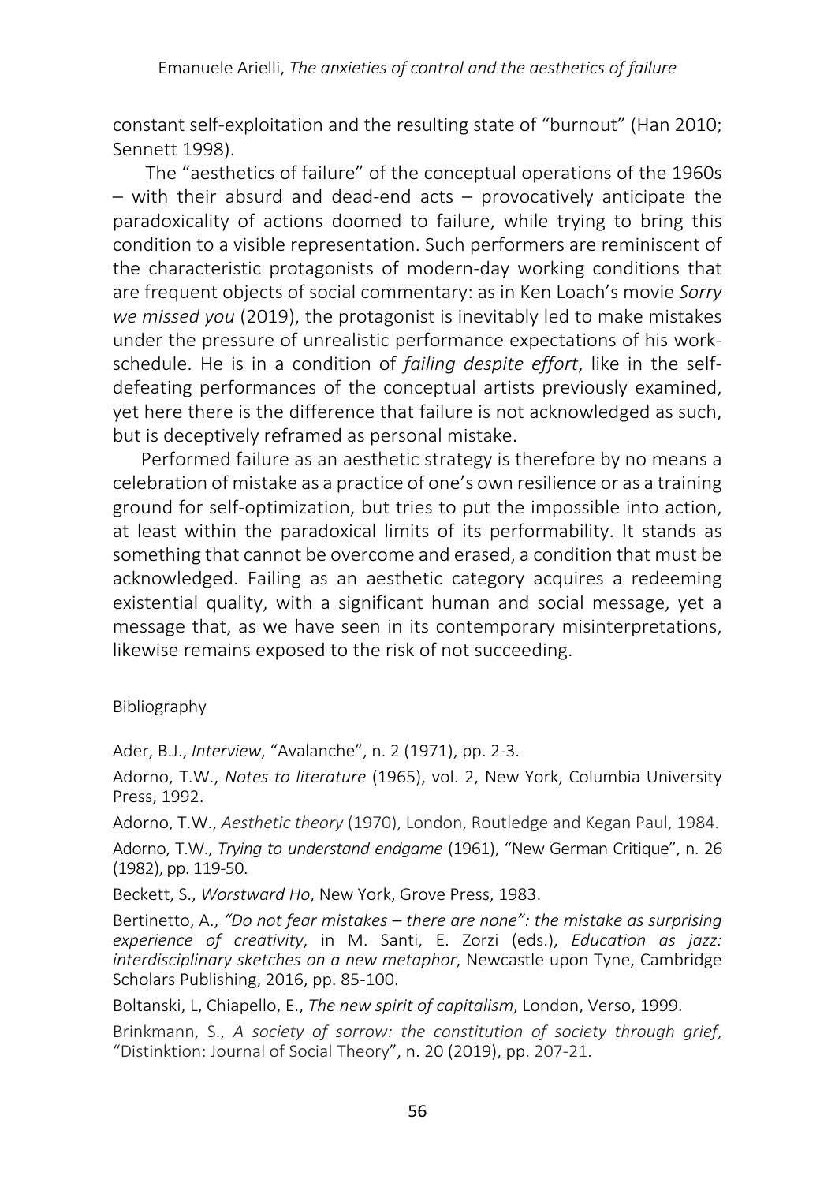constant self-exploitation and the resulting state of "burnout" (Han 2010; Sennett 1998).

The "aesthetics of failure" of the conceptual operations of the 1960s – with their absurd and dead-end acts – provocatively anticipate the paradoxicality of actions doomed to failure, while trying to bring this condition to a visible representation. Such performers are reminiscent of the characteristic protagonists of modern-day working conditions that are frequent objects of social commentary: as in Ken Loach's movie *Sorry we missed you* (2019), the protagonist is inevitably led to make mistakes under the pressure of unrealistic performance expectations of his work-schedule. He is in a condition of *failing despite effort*, like in the self-defeating performances of the conceptual artists previously examined, yet here there is the difference that failure is not acknowledged as such, but is deceptively reframed as personal mistake.

Performed failure as an aesthetic strategy is therefore by no means a celebration of mistake as a practice of one's own resilience or as a training ground for self-optimization, but tries to put the impossible into action, at least within the paradoxical limits of its performability. It stands as something that cannot be overcome and erased, a condition that must be acknowledged. Failing as an aesthetic category acquires a redeeming existential quality, with a significant human and social message, yet a message that, as we have seen in its contemporary misinterpretations, likewise remains exposed to the risk of not succeeding.

Bibliography

Ader, B.J., *Interview*, "Avalanche", n. 2 (1971), pp. 2-3.

Adorno, T.W., *Notes to literature* (1965), vol. 2, New York, Columbia University Press, 1992.

Adorno, T.W., *Aesthetic theory* (1970), London, Routledge and Kegan Paul, 1984.

Adorno, T.W., *Trying to understand endgame* (1961), "New German Critique", n. 26 (1982), pp. 119-50.

Beckett, S., *Worstward Ho*, New York, Grove Press, 1983.

Bertinetto, A., *"Do not fear mistakes – there are none": the mistake as surprising experience of creativity*, in M. Santi, E. Zorzi (eds.), *Education as jazz: interdisciplinary sketches on a new metaphor*, Newcastle upon Tyne, Cambridge Scholars Publishing, 2016, pp. 85-100.

Boltanski, L, Chiapello, E., *The new spirit of capitalism*, London, Verso, 1999.

Brinkmann, S., *A society of sorrow: the constitution of society through grief*, "Distinktion: Journal of Social Theory", n. 20 (2019), pp. 207-21.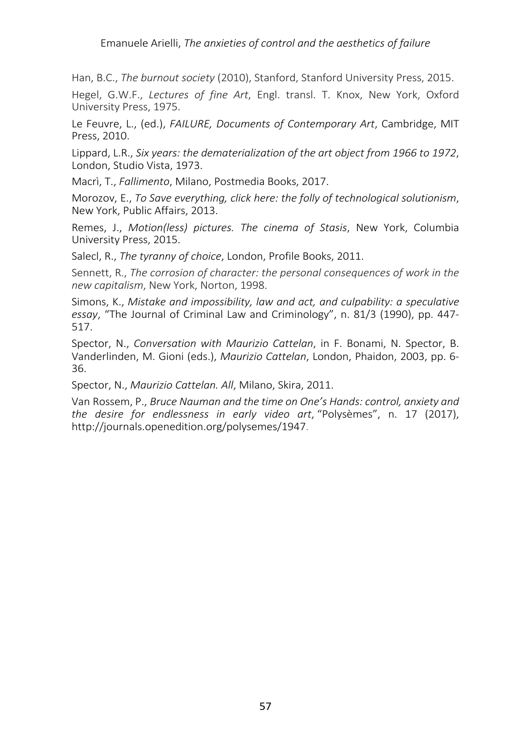Han, B.C., *The burnout society* (2010), Stanford, Stanford University Press, 2015.

Hegel, G.W.F., *Lectures of fine Art*, Engl. transl. T. Knox, New York, Oxford University Press, 1975.

Le Feuvre, L., (ed.), *FAILURE, Documents of Contemporary Art*, Cambridge, MIT Press, 2010.

Lippard, L.R., *Six years: the dematerialization of the art object from 1966 to 1972*, London, Studio Vista, 1973.

Macrì, T., *Fallimento*, Milano, Postmedia Books, 2017.

Morozov, E., *To Save everything, click here: the folly of technological solutionism*, New York, Public Affairs, 2013.

Remes, J., *Motion(less) pictures. The cinema of Stasis*, New York, Columbia University Press, 2015.

Salecl, R., *The tyranny of choice*, London, Profile Books, 2011.

Sennett, R., *The corrosion of character: the personal consequences of work in the new capitalism*, New York, Norton, 1998.

Simons, K., *Mistake and impossibility, law and act, and culpability: a speculative essay*, "The Journal of Criminal Law and Criminology", n. 81/3 (1990), pp. 447-517.

Spector, N., *Conversation with Maurizio Cattelan*, in F. Bonami, N. Spector, B. Vanderlinden, M. Gioni (eds.), *Maurizio Cattelan*, London, Phaidon, 2003, pp. 6-36.

Spector, N., *Maurizio Cattelan. All*, Milano, Skira, 2011.

Van Rossem, P., *Bruce Nauman and the time on One's Hands: control, anxiety and the desire for endlessness in early video art*, "Polysèmes", n. 17 (2017), http://journals.openedition.org/polysemes/1947.